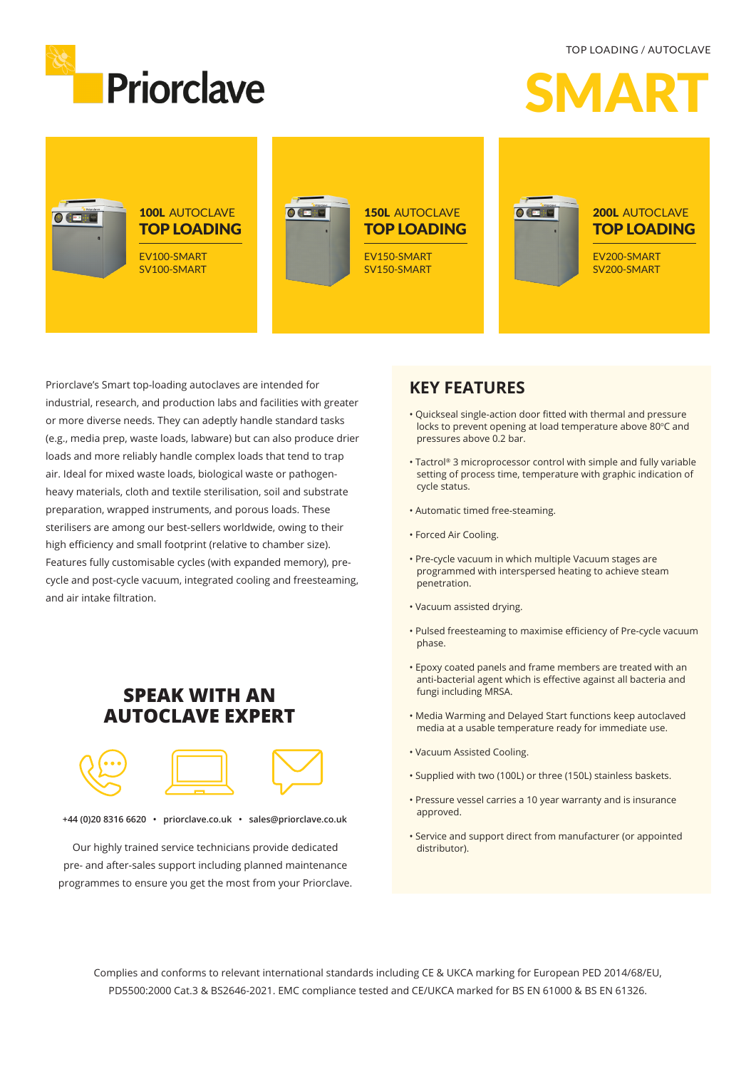TOP LOADING / AUTOCLAVE

# Priorclave

# SMART

**100L** AUTOCLAVE
**TOP LOADING**

EV100-SMART
SV100-SMART

**150L** AUTOCLAVE
**TOP LOADING**

EV150-SMART
SV150-SMART

**200L** AUTOCLAVE
**TOP LOADING**

EV200-SMART
SV200-SMART

Priorclave's Smart top-loading autoclaves are intended for industrial, research, and production labs and facilities with greater or more diverse needs. They can adeptly handle standard tasks (e.g., media prep, waste loads, labware) but can also produce drier loads and more reliably handle complex loads that tend to trap air. Ideal for mixed waste loads, biological waste or pathogen-heavy materials, cloth and textile sterilisation, soil and substrate preparation, wrapped instruments, and porous loads. These sterilisers are among our best-sellers worldwide, owing to their high efficiency and small footprint (relative to chamber size). Features fully customisable cycles (with expanded memory), pre-cycle and post-cycle vacuum, integrated cooling and freesteaming, and air intake filtration.

## SPEAK WITH AN AUTOCLAVE EXPERT

+44 (0)20 8316 6620 • priorclave.co.uk • sales@priorclave.co.uk

Our highly trained service technicians provide dedicated pre- and after-sales support including planned maintenance programmes to ensure you get the most from your Priorclave.

## KEY FEATURES

- Quickseal single-action door fitted with thermal and pressure locks to prevent opening at load temperature above 80°C and pressures above 0.2 bar.
- Tactrol® 3 microprocessor control with simple and fully variable setting of process time, temperature with graphic indication of cycle status.
- Automatic timed free-steaming.
- Forced Air Cooling.
- Pre-cycle vacuum in which multiple Vacuum stages are programmed with interspersed heating to achieve steam penetration.
- Vacuum assisted drying.
- Pulsed freesteaming to maximise efficiency of Pre-cycle vacuum phase.
- Epoxy coated panels and frame members are treated with an anti-bacterial agent which is effective against all bacteria and fungi including MRSA.
- Media Warming and Delayed Start functions keep autoclaved media at a usable temperature ready for immediate use.
- Vacuum Assisted Cooling.
- Supplied with two (100L) or three (150L) stainless baskets.
- Pressure vessel carries a 10 year warranty and is insurance approved.
- Service and support direct from manufacturer (or appointed distributor).

Complies and conforms to relevant international standards including CE & UKCA marking for European PED 2014/68/EU, PD5500:2000 Cat.3 & BS2646-2021. EMC compliance tested and CE/UKCA marked for BS EN 61000 & BS EN 61326.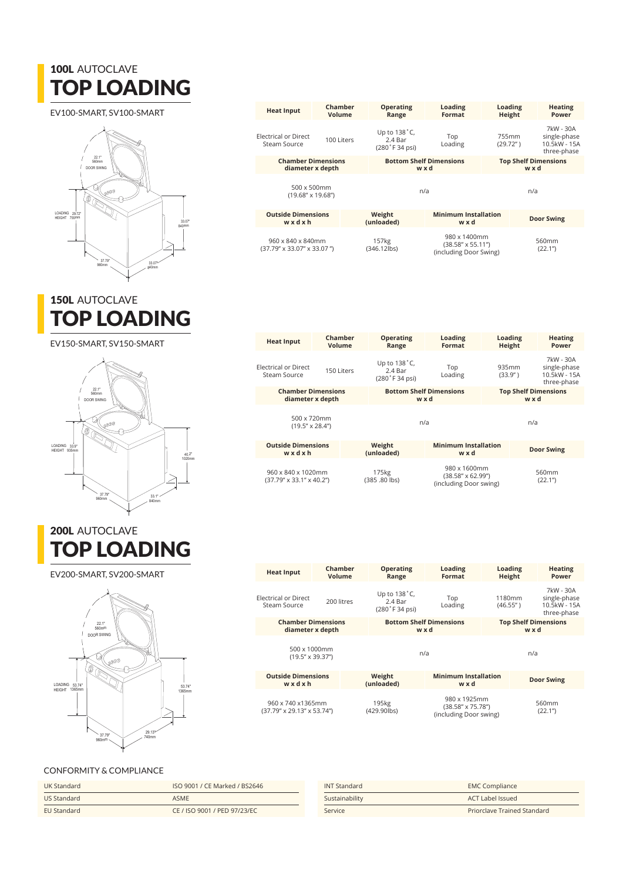## 100L AUTOCLAVE TOP LOADING

EV100-SMART, SV100-SMART

22.1"
560mm
DOOR SWING

LOADING HEIGHT 29.72" 755mm

33.07" 840mm

37.79" 960mm

33.07" 840mm

| Heat Input | Chamber Volume | Operating Range | Loading Format | Loading Height | Heating Power |
|---|---|---|---|---|---|
| Electrical or Direct Steam Source | 100 Liters | Up to 138˚C, 2.4 Bar (280˚F 34 psi) | Top Loading | 755mm (29.72") | 7kW - 30A single-phase 10.5kW - 15A three-phase |

| Chamber Dimensions diameter x depth | Bottom Shelf Dimensions w x d | Top Shelf Dimensions w x d |
|---|---|---|
| 500 x 500mm (19.68" x 19.68") | n/a | n/a |

| Outside Dimensions w x d x h | Weight (unloaded) | Minimum Installation w x d | Door Swing |
|---|---|---|---|
| 960 x 840 x 840mm (37.79" x 33.07" x 33.07 ") | 157kg (346.12lbs) | 980 x 1400mm (38.58" x 55.11") (including Door Swing) | 560mm (22.1") |

## 150L AUTOCLAVE TOP LOADING

EV150-SMART, SV150-SMART

22.1"
560mm
DOOR SWING

LOADING HEIGHT 33.9" 935mm

40.2" 1020mm

37.79" 960mm

33.1" 840mm

| Heat Input | Chamber Volume | Operating Range | Loading Format | Loading Height | Heating Power |
|---|---|---|---|---|---|
| Electrical or Direct Steam Source | 150 Liters | Up to 138˚C, 2.4 Bar (280˚F 34 psi) | Top Loading | 935mm (33.9") | 7kW - 30A single-phase 10.5kW - 15A three-phase |

| Chamber Dimensions diameter x depth | Bottom Shelf Dimensions w x d | Top Shelf Dimensions w x d |
|---|---|---|
| 500 x 720mm (19.5" x 28.4") | n/a | n/a |

| Outside Dimensions w x d x h | Weight (unloaded) | Minimum Installation w x d | Door Swing |
|---|---|---|---|
| 960 x 840 x 1020mm (37.79" x 33.1" x 40.2") | 175kg (385 .80 lbs) | 980 x 1600mm (38.58" x 62.99") (including Door swing) | 560mm (22.1") |

## 200L AUTOCLAVE TOP LOADING

EV200-SMART, SV200-SMART

22.1"
560mm
DOOR SWING

LOADING HEIGHT 53.74" 1365mm

53.74" 1365mm

37.79" 960mm

29.13" 740mm

| Heat Input | Chamber Volume | Operating Range | Loading Format | Loading Height | Heating Power |
|---|---|---|---|---|---|
| Electrical or Direct Steam Source | 200 litres | Up to 138˚C, 2.4 Bar (280˚F 34 psi) | Top Loading | 1180mm (46.55") | 7kW - 30A single-phase 10.5kW - 15A three-phase |

| Chamber Dimensions diameter x depth | Bottom Shelf Dimensions w x d | Top Shelf Dimensions w x d |
|---|---|---|
| 500 x 1000mm (19.5" x 39.37") | n/a | n/a |

| Outside Dimensions w x d x h | Weight (unloaded) | Minimum Installation w x d | Door Swing |
|---|---|---|---|
| 960 x 740 x1365mm (37.79" x 29.13" x 53.74") | 195kg (429.90lbs) | 980 x 1925mm (38.58" x 75.78") (including Door swing) | 560mm (22.1") |

### CONFORMITY & COMPLIANCE

| | |
|---|---|
| UK Standard | ISO 9001 / CE Marked / BS2646 |
| US Standard | ASME |
| EU Standard | CE / ISO 9001 / PED 97/23/EC |
| INT Standard | EMC Compliance |
| Sustainability | ACT Label Issued |
| Service | Priorclave Trained Standard |